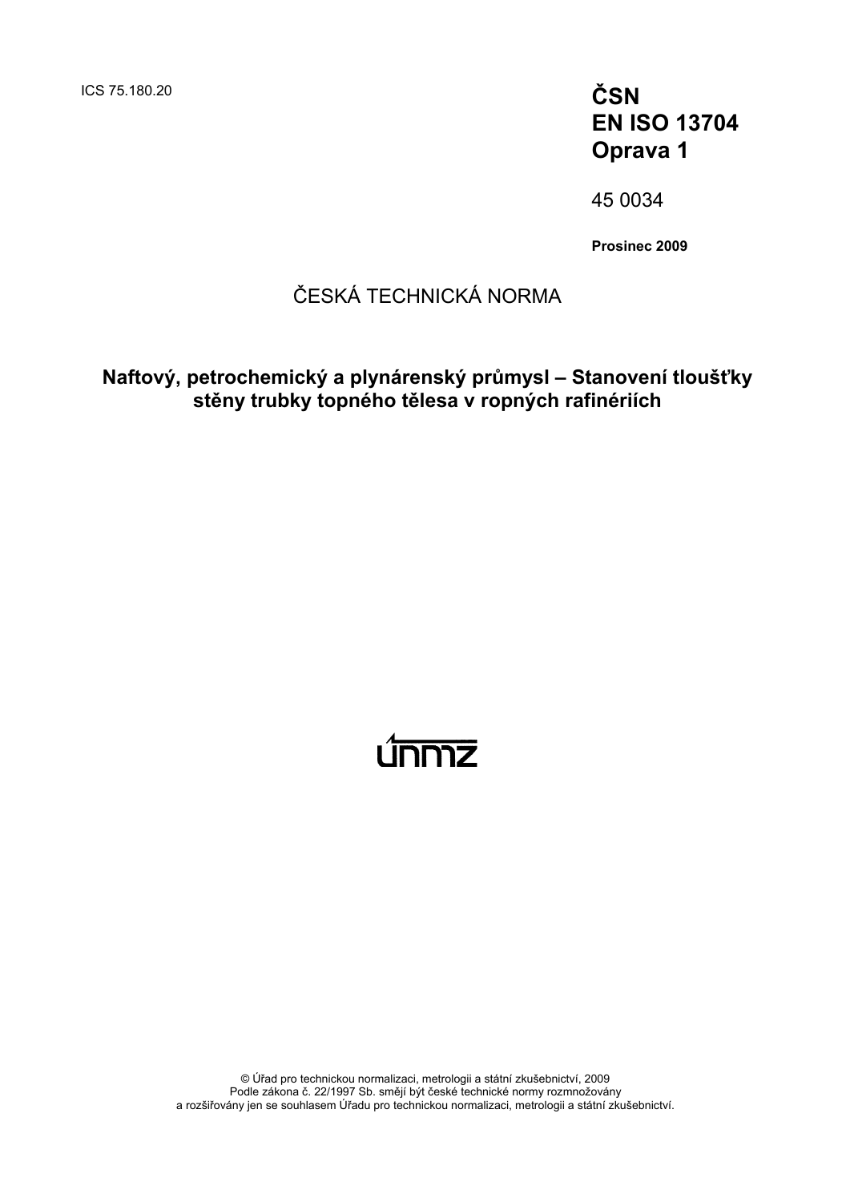ICS 75.180.20

**ČSN**
**EN ISO 13704**
**Oprava 1**

45 0034

**Prosinec 2009**

ČESKÁ TECHNICKÁ NORMA

# Naftový, petrochemický a plynárenský průmysl – Stanovení tloušťky stěny trubky topného tělesa v ropných rafinériích

únmz

© Úřad pro technickou normalizaci, metrologii a státní zkušebnictví, 2009
Podle zákona č. 22/1997 Sb. smějí být české technické normy rozmnožovány
a rozšiřovány jen se souhlasem Úřadu pro technickou normalizaci, metrologii a státní zkušebnictví.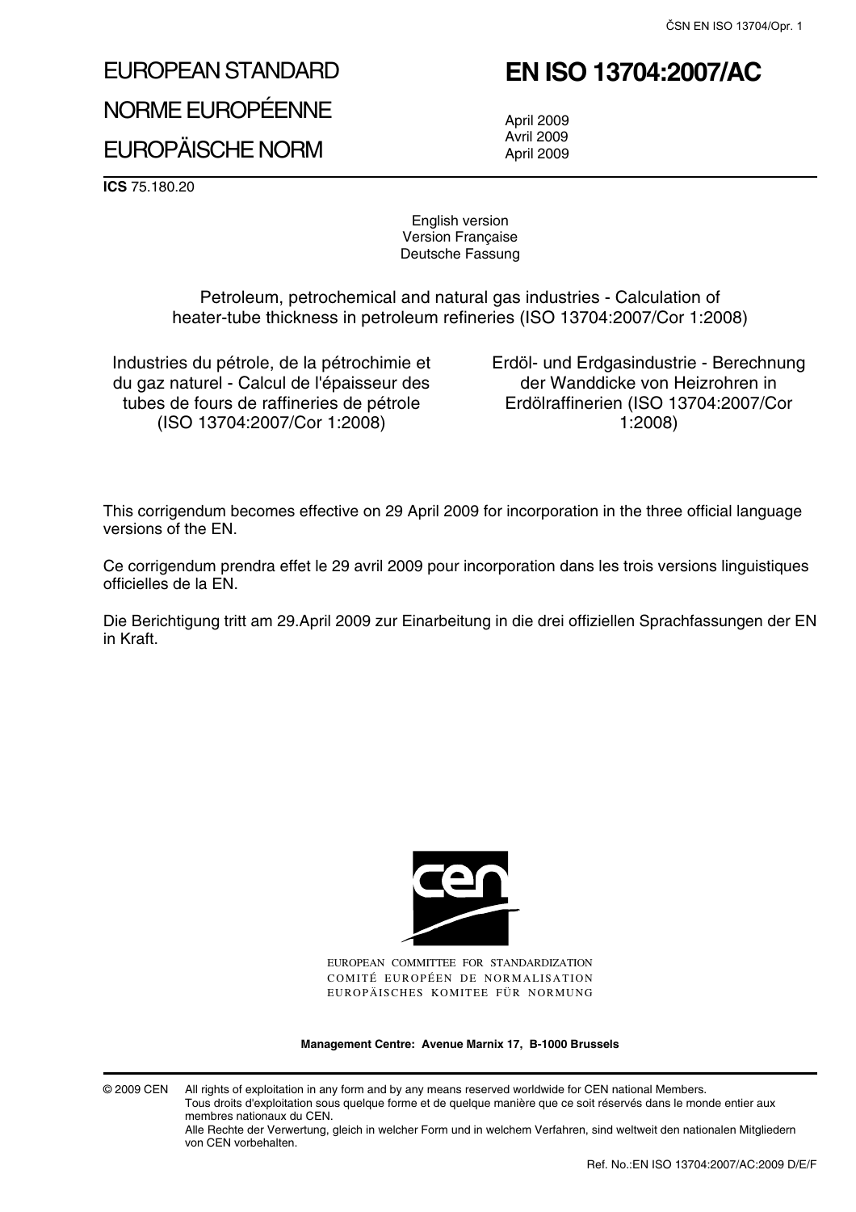# EUROPEAN STANDARD

# NORME EUROPÉENNE

# EUROPÄISCHE NORM

# EN ISO 13704:2007/AC

April 2009
Avril 2009
April 2009

**ICS** 75.180.20

English version
Version Française
Deutsche Fassung

Petroleum, petrochemical and natural gas industries - Calculation of heater-tube thickness in petroleum refineries (ISO 13704:2007/Cor 1:2008)

Industries du pétrole, de la pétrochimie et du gaz naturel - Calcul de l'épaisseur des tubes de fours de raffineries de pétrole (ISO 13704:2007/Cor 1:2008)

Erdöl- und Erdgasindustrie - Berechnung der Wanddicke von Heizrohren in Erdölraffinerien (ISO 13704:2007/Cor 1:2008)

This corrigendum becomes effective on 29 April 2009 for incorporation in the three official language versions of the EN.

Ce corrigendum prendra effet le 29 avril 2009 pour incorporation dans les trois versions linguistiques officielles de la EN.

Die Berichtigung tritt am 29.April 2009 zur Einarbeitung in die drei offiziellen Sprachfassungen der EN in Kraft.

EUROPEAN COMMITTEE FOR STANDARDIZATION
COMITÉ EUROPÉEN DE NORMALISATION
EUROPÄISCHES KOMITEE FÜR NORMUNG

**Management Centre: Avenue Marnix 17, B-1000 Brussels**

© 2009 CEN All rights of exploitation in any form and by any means reserved worldwide for CEN national Members.
Tous droits d'exploitation sous quelque forme et de quelque manière que ce soit réservés dans le monde entier aux membres nationaux du CEN.
Alle Rechte der Verwertung, gleich in welcher Form und in welchem Verfahren, sind weltweit den nationalen Mitgliedern von CEN vorbehalten.

Ref. No.:EN ISO 13704:2007/AC:2009 D/E/F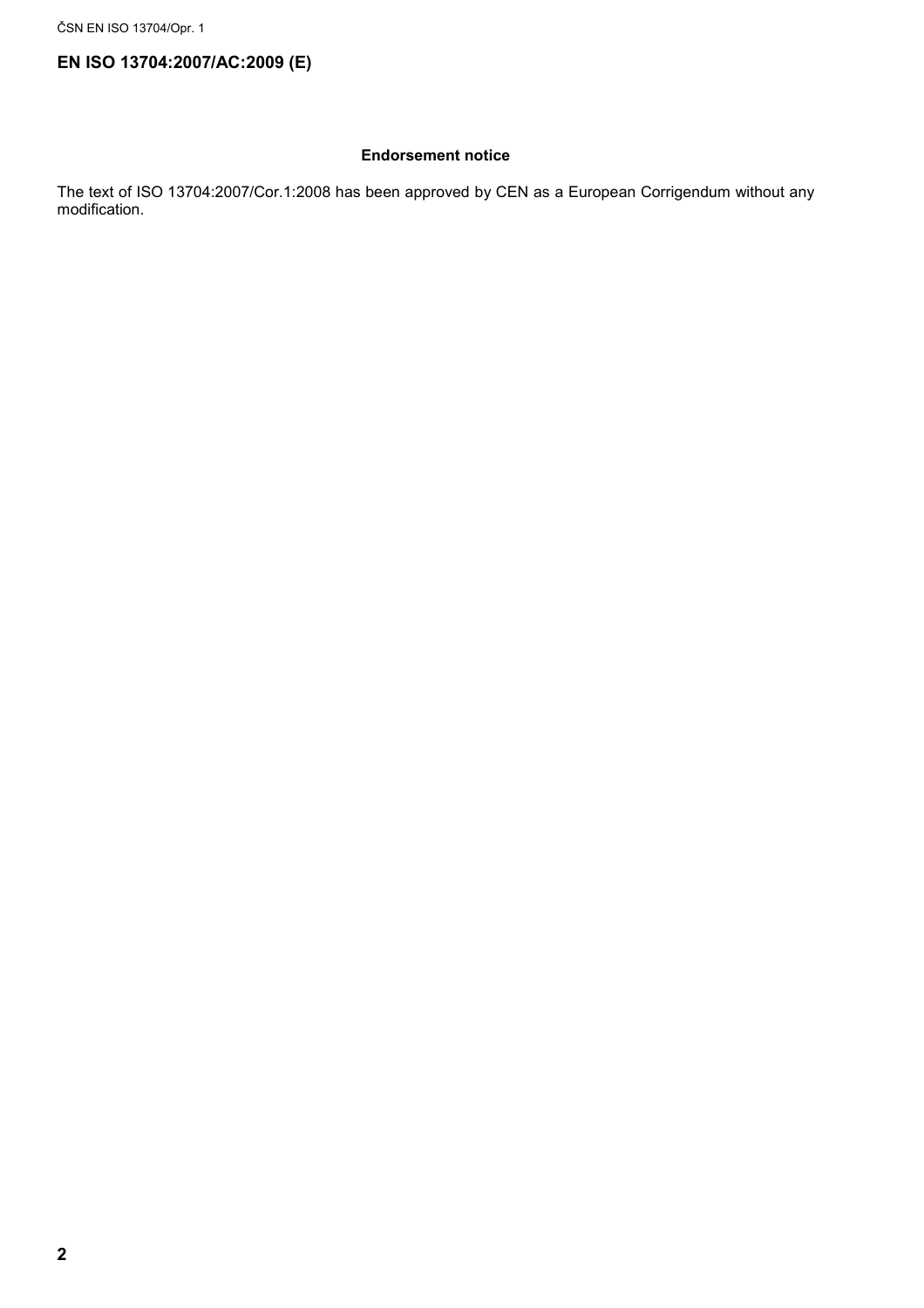**EN ISO 13704:2007/AC:2009 (E)**

**Endorsement notice**

The text of ISO 13704:2007/Cor.1:2008 has been approved by CEN as a European Corrigendum without any modification.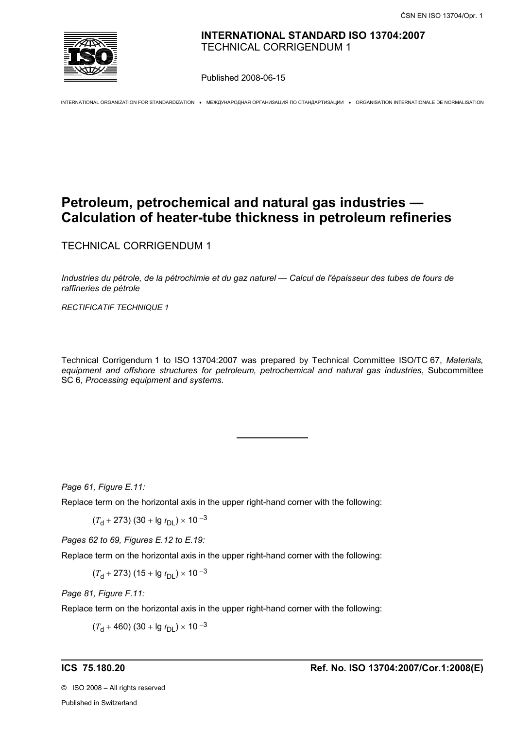**INTERNATIONAL STANDARD ISO 13704:2007**
TECHNICAL CORRIGENDUM 1

Published 2008-06-15

INTERNATIONAL ORGANIZATION FOR STANDARDIZATION • МЕЖДУНАРОДНАЯ ОРГАНИЗАЦИЯ ПО СТАНДАРТИЗАЦИИ • ORGANISATION INTERNATIONALE DE NORMALISATION

# Petroleum, petrochemical and natural gas industries — Calculation of heater-tube thickness in petroleum refineries

TECHNICAL CORRIGENDUM 1

*Industries du pétrole, de la pétrochimie et du gaz naturel — Calcul de l'épaisseur des tubes de fours de raffineries de pétrole*

*RECTIFICATIF TECHNIQUE 1*

Technical Corrigendum 1 to ISO 13704:2007 was prepared by Technical Committee ISO/TC 67, *Materials, equipment and offshore structures for petroleum, petrochemical and natural gas industries*, Subcommittee SC 6, *Processing equipment and systems*.

---

*Page 61, Figure E.11:*

Replace term on the horizontal axis in the upper right-hand corner with the following:

$(T_d + 273)\ (30 + \lg t_{DL}) \times 10^{-3}$

*Pages 62 to 69, Figures E.12 to E.19:*

Replace term on the horizontal axis in the upper right-hand corner with the following:

$(T_d + 273)\ (15 + \lg t_{DL}) \times 10^{-3}$

*Page 81, Figure F.11:*

Replace term on the horizontal axis in the upper right-hand corner with the following:

$(T_d + 460)\ (30 + \lg t_{DL}) \times 10^{-3}$

**ICS 75.180.20** **Ref. No. ISO 13704:2007/Cor.1:2008(E)**

© ISO 2008 – All rights reserved

Published in Switzerland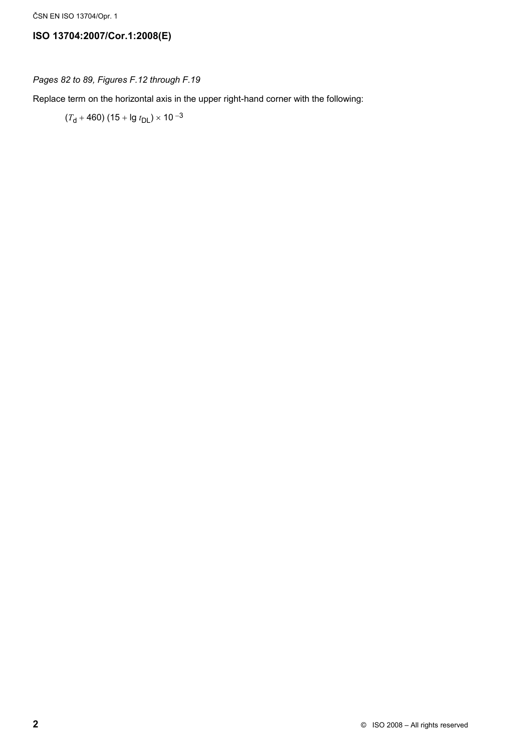*Pages 82 to 89, Figures F.12 through F.19*

Replace term on the horizontal axis in the upper right-hand corner with the following:

$$(T_\mathrm{d} + 460)\ (15 + \lg t_\mathrm{DL}) \times 10^{-3}$$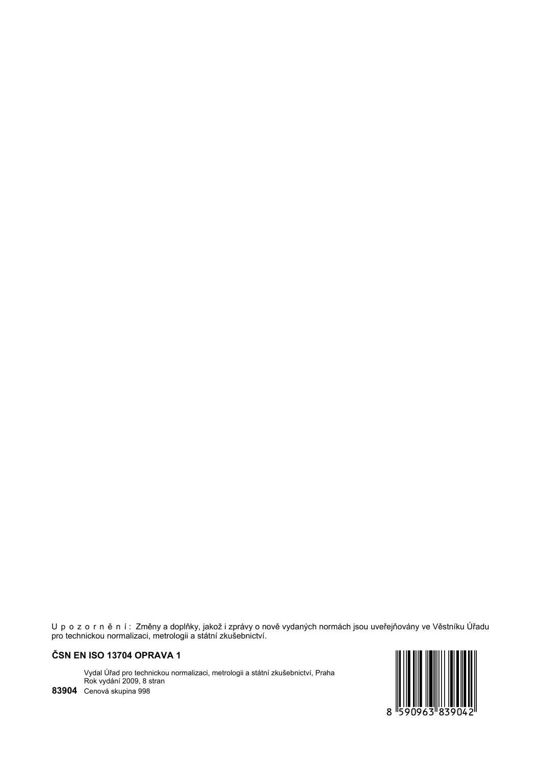U p o z o r n ě n í : Změny a doplňky, jakož i zprávy o nově vydaných normách jsou uveřejňovány ve Věstníku Úřadu pro technickou normalizaci, metrologii a státní zkušebnictví.

**ČSN EN ISO 13704 OPRAVA 1**

Vydal Úřad pro technickou normalizaci, metrologii a státní zkušebnictví, Praha
Rok vydání 2009, 8 stran

**83904** Cenová skupina 998

8 590963 839042